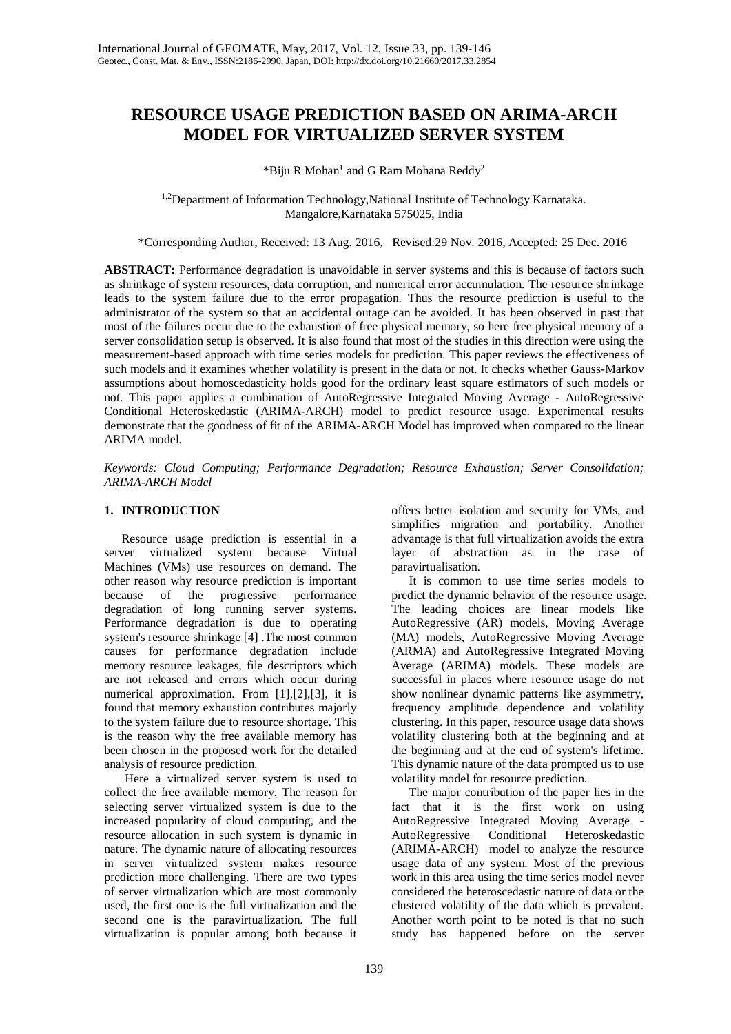# RESOURCE USAGE PREDICTION BASED ON ARIMA-ARCH MODEL FOR VIRTUALIZED SERVER SYSTEM

*Biju R Mohan[1] and G Ram Mohana Reddy[2]

[1,2]Department of Information Technology,National Institute of Technology Karnataka. Mangalore,Karnataka 575025, India

*Corresponding Author, Received: 13 Aug. 2016, Revised:29 Nov. 2016, Accepted: 25 Dec. 2016

**ABSTRACT:** Performance degradation is unavoidable in server systems and this is because of factors such as shrinkage of system resources, data corruption, and numerical error accumulation. The resource shrinkage leads to the system failure due to the error propagation. Thus the resource prediction is useful to the administrator of the system so that an accidental outage can be avoided. It has been observed in past that most of the failures occur due to the exhaustion of free physical memory, so here free physical memory of a server consolidation setup is observed. It is also found that most of the studies in this direction were using the measurement-based approach with time series models for prediction. This paper reviews the effectiveness of such models and it examines whether volatility is present in the data or not. It checks whether Gauss-Markov assumptions about homoscedasticity holds good for the ordinary least square estimators of such models or not. This paper applies a combination of AutoRegressive Integrated Moving Average - AutoRegressive Conditional Heteroskedastic (ARIMA-ARCH) model to predict resource usage. Experimental results demonstrate that the goodness of fit of the ARIMA-ARCH Model has improved when compared to the linear ARIMA model.

*Keywords: Cloud Computing; Performance Degradation; Resource Exhaustion; Server Consolidation; ARIMA-ARCH Model*

## 1. INTRODUCTION

Resource usage prediction is essential in a server virtualized system because Virtual Machines (VMs) use resources on demand. The other reason why resource prediction is important because of the progressive performance degradation of long running server systems. Performance degradation is due to operating system's resource shrinkage [4] .The most common causes for performance degradation include memory resource leakages, file descriptors which are not released and errors which occur during numerical approximation. From [1],[2],[3], it is found that memory exhaustion contributes majorly to the system failure due to resource shortage. This is the reason why the free available memory has been chosen in the proposed work for the detailed analysis of resource prediction.

Here a virtualized server system is used to collect the free available memory. The reason for selecting server virtualized system is due to the increased popularity of cloud computing, and the resource allocation in such system is dynamic in nature. The dynamic nature of allocating resources in server virtualized system makes resource prediction more challenging. There are two types of server virtualization which are most commonly used, the first one is the full virtualization and the second one is the paravirtualization. The full virtualization is popular among both because it offers better isolation and security for VMs, and simplifies migration and portability. Another advantage is that full virtualization avoids the extra layer of abstraction as in the case of paravirtualisation.

It is common to use time series models to predict the dynamic behavior of the resource usage. The leading choices are linear models like AutoRegressive (AR) models, Moving Average (MA) models, AutoRegressive Moving Average (ARMA) and AutoRegressive Integrated Moving Average (ARIMA) models. These models are successful in places where resource usage do not show nonlinear dynamic patterns like asymmetry, frequency amplitude dependence and volatility clustering. In this paper, resource usage data shows volatility clustering both at the beginning and at the beginning and at the end of system's lifetime. This dynamic nature of the data prompted us to use volatility model for resource prediction.

The major contribution of the paper lies in the fact that it is the first work on using AutoRegressive Integrated Moving Average - AutoRegressive Conditional Heteroskedastic (ARIMA-ARCH) model to analyze the resource usage data of any system. Most of the previous work in this area using the time series model never considered the heteroscedastic nature of data or the clustered volatility of the data which is prevalent. Another worth point to be noted is that no such study has happened before on the server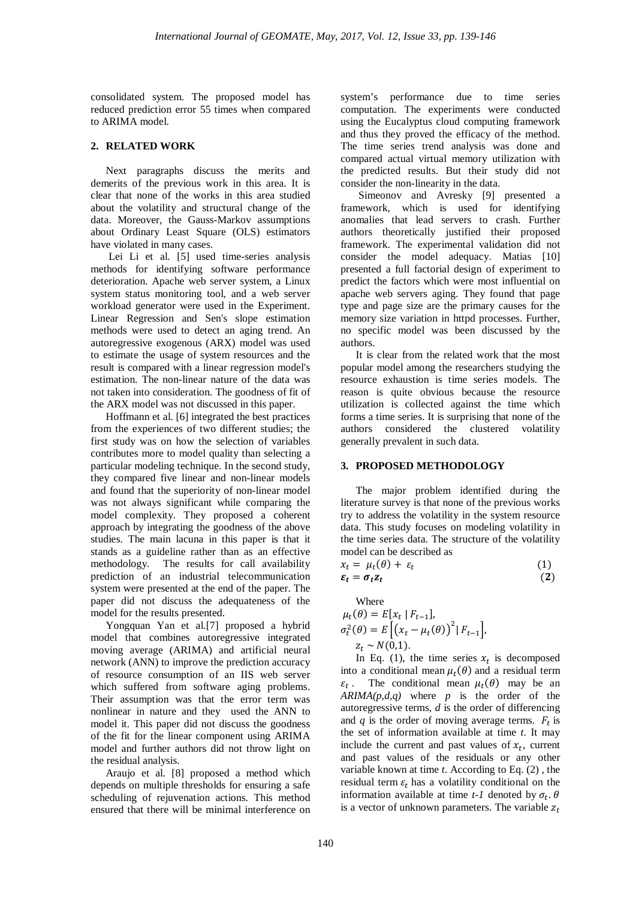consolidated system. The proposed model has reduced prediction error 55 times when compared to ARIMA model.

## 2. RELATED WORK

Next paragraphs discuss the merits and demerits of the previous work in this area. It is clear that none of the works in this area studied about the volatility and structural change of the data. Moreover, the Gauss-Markov assumptions about Ordinary Least Square (OLS) estimators have violated in many cases.

Lei Li et al. [5] used time-series analysis methods for identifying software performance deterioration. Apache web server system, a Linux system status monitoring tool, and a web server workload generator were used in the Experiment. Linear Regression and Sen's slope estimation methods were used to detect an aging trend. An autoregressive exogenous (ARX) model was used to estimate the usage of system resources and the result is compared with a linear regression model's estimation. The non-linear nature of the data was not taken into consideration. The goodness of fit of the ARX model was not discussed in this paper.

Hoffmann et al. [6] integrated the best practices from the experiences of two different studies; the first study was on how the selection of variables contributes more to model quality than selecting a particular modeling technique. In the second study, they compared five linear and non-linear models and found that the superiority of non-linear model was not always significant while comparing the model complexity. They proposed a coherent approach by integrating the goodness of the above studies. The main lacuna in this paper is that it stands as a guideline rather than as an effective methodology. The results for call availability prediction of an industrial telecommunication system were presented at the end of the paper. The paper did not discuss the adequateness of the model for the results presented.

Yongquan Yan et al.[7] proposed a hybrid model that combines autoregressive integrated moving average (ARIMA) and artificial neural network (ANN) to improve the prediction accuracy of resource consumption of an IIS web server which suffered from software aging problems. Their assumption was that the error term was nonlinear in nature and they used the ANN to model it. This paper did not discuss the goodness of the fit for the linear component using ARIMA model and further authors did not throw light on the residual analysis.

Araujo et al. [8] proposed a method which depends on multiple thresholds for ensuring a safe scheduling of rejuvenation actions. This method ensured that there will be minimal interference on system's performance due to time series computation. The experiments were conducted using the Eucalyptus cloud computing framework and thus they proved the efficacy of the method. The time series trend analysis was done and compared actual virtual memory utilization with the predicted results. But their study did not consider the non-linearity in the data.

Simeonov and Avresky [9] presented a framework, which is used for identifying anomalies that lead servers to crash. Further authors theoretically justified their proposed framework. The experimental validation did not consider the model adequacy. Matias [10] presented a full factorial design of experiment to predict the factors which were most influential on apache web servers aging. They found that page type and page size are the primary causes for the memory size variation in httpd processes. Further, no specific model was been discussed by the authors.

It is clear from the related work that the most popular model among the researchers studying the resource exhaustion is time series models. The reason is quite obvious because the resource utilization is collected against the time which forms a time series. It is surprising that none of the authors considered the clustered volatility generally prevalent in such data.

## 3. PROPOSED METHODOLOGY

The major problem identified during the literature survey is that none of the previous works try to address the volatility in the system resource data. This study focuses on modeling volatility in the time series data. The structure of the volatility model can be described as

$$x_t = \mu_t(\theta) + \varepsilon_t \quad (1)$$

$$\boldsymbol{\varepsilon_t = \sigma_t z_t} \quad (\mathbf{2})$$

Where

$\mu_t(\theta) = E[x_t \mid F_{t-1}]$,

$\sigma_t^2(\theta) = E\left[\left(x_t - \mu_t(\theta)\right)^2 \mid F_{t-1}\right]$,

$z_t \sim N(0,1)$.

In Eq. (1), the time series $x_t$ is decomposed into a conditional mean $\mu_t(\theta)$ and a residual term $\varepsilon_t$. The conditional mean $\mu_t(\theta)$ may be an *ARIMA(p,d,q)* where *p* is the order of the autoregressive terms, *d* is the order of differencing and *q* is the order of moving average terms. $F_t$ is the set of information available at time *t*. It may include the current and past values of $x_t$, current and past values of the residuals or any other variable known at time *t*. According to Eq. (2) , the residual term $\varepsilon_t$ has a volatility conditional on the information available at time *t-1* denoted by $\sigma_t$. $\theta$ is a vector of unknown parameters. The variable $z_t$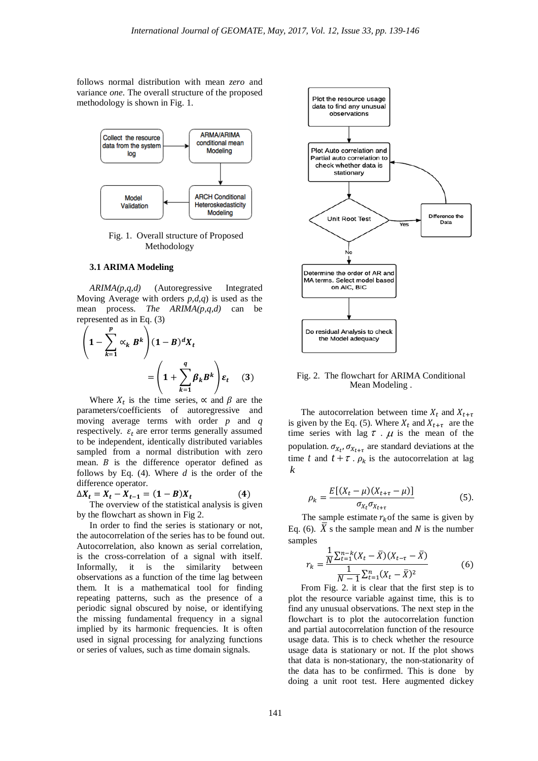follows normal distribution with mean *zero* and variance *one*. The overall structure of the proposed methodology is shown in Fig. 1.

Collect the resource data from the system log → ARMA/ARIMA conditional mean Modeling → ARCH Conditional Heteroskedasticity Modeling → Model Validation

Fig. 1. Overall structure of Proposed Methodology

### 3.1 ARIMA Modeling

*ARIMA(p,q,d)* (Autoregressive Integrated Moving Average with orders *p,d,q*) is used as the mean process. *The ARIMA(p,q,d)* can be represented as in Eq. (3)

$$\left(1 - \sum_{k=1}^{p} \propto_k B^k\right)(1-B)^d X_t = \left(1 + \sum_{k=1}^{q} \beta_k B^k\right)\varepsilon_t \quad (3)$$

Where $X_t$ is the time series, $\propto$ and $\beta$ are the parameters/coefficients of autoregressive and moving average terms with order $p$ and $q$ respectively. $\varepsilon_t$ are error terms generally assumed to be independent, identically distributed variables sampled from a normal distribution with zero mean. $B$ is the difference operator defined as follows by Eq. (4). Where $d$ is the order of the difference operator.

$$\Delta X_t = X_t - X_{t-1} = (1-B)X_t \quad (4)$$

The overview of the statistical analysis is given by the flowchart as shown in Fig 2.

In order to find the series is stationary or not, the autocorrelation of the series has to be found out. Autocorrelation, also known as serial correlation, is the cross-correlation of a signal with itself. Informally, it is the similarity between observations as a function of the time lag between them. It is a mathematical tool for finding repeating patterns, such as the presence of a periodic signal obscured by noise, or identifying the missing fundamental frequency in a signal implied by its harmonic frequencies. It is often used in signal processing for analyzing functions or series of values, such as time domain signals.

Plot the resource usage data to find any unusual observations → Plot Auto correlation and Partial auto correlation to check whether data is stationary → Unit Root Test (Yes → Difference the Data → back to Plot Auto correlation; No →) → Determine the order of AR and MA terms. Select model based on AIC, BIC → Do residual Analysis to check the Model adequacy

Fig. 2. The flowchart for ARIMA Conditional Mean Modeling .

The autocorrelation between time $X_t$ and $X_{t+\tau}$ is given by the Eq. (5). Where $X_t$ and $X_{t+\tau}$ are the time series with lag $\tau$ . $\mu$ is the mean of the population. $\sigma_{X_t}, \sigma_{X_{t+\tau}}$ are standard deviations at the time $t$ and $t+\tau$ . $\rho_k$ is the autocorrelation at lag $k$

$$\rho_k = \frac{E[(X_t - \mu)(X_{t+\tau} - \mu)]}{\sigma_{X_t}\sigma_{X_{t+\tau}}} \quad (5).$$

The sample estimate $r_k$ of the same is given by Eq. (6). $\bar{X}$ s the sample mean and $N$ is the number samples

$$r_k = \frac{\frac{1}{N}\sum_{t=1}^{n-k}(X_t - \bar{X})(X_{t-\tau} - \bar{X})}{\frac{1}{N-1}\sum_{t=1}^{n}(X_t - \bar{X})^2} \quad (6)$$

From Fig. 2. it is clear that the first step is to plot the resource variable against time, this is to find any unusual observations. The next step in the flowchart is to plot the autocorrelation function and partial autocorrelation function of the resource usage data. This is to check whether the resource usage data is stationary or not. If the plot shows that data is non-stationary, the non-stationarity of the data has to be confirmed. This is done by doing a unit root test. Here augmented dickey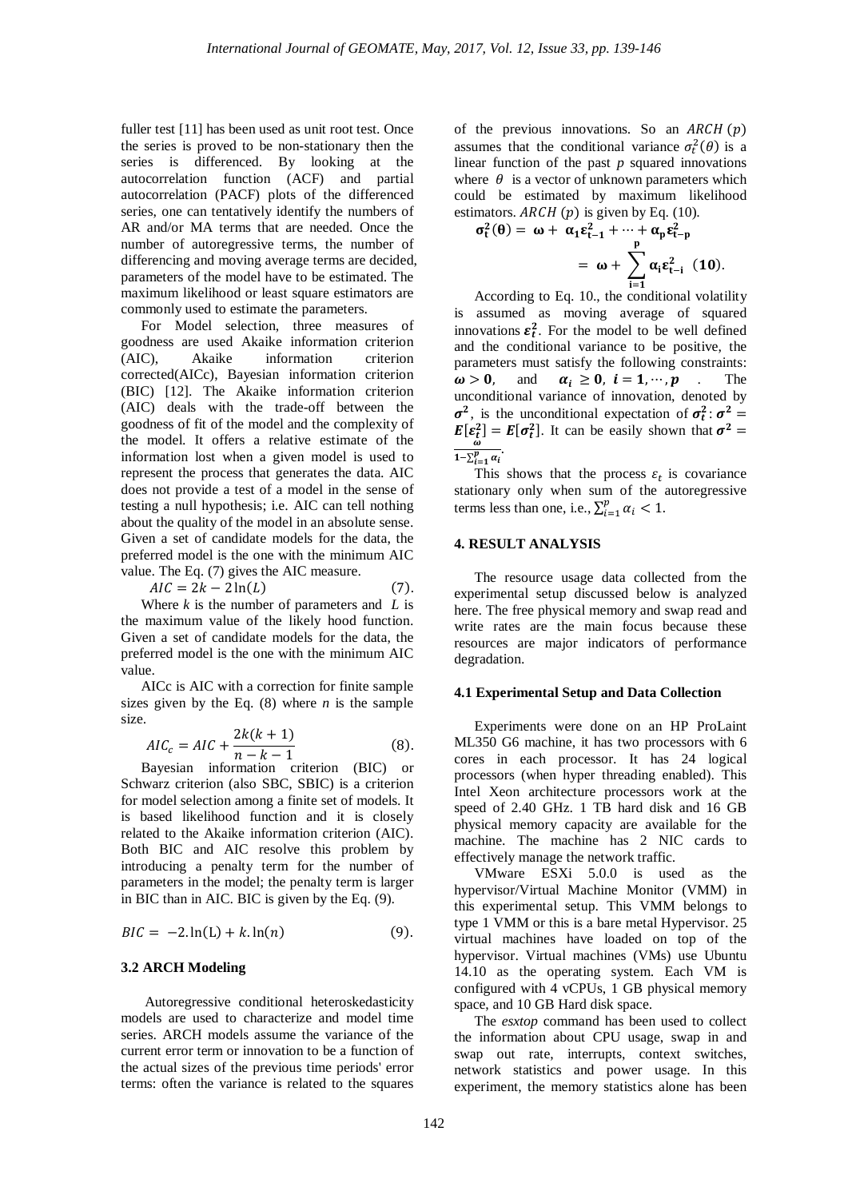fuller test [11] has been used as unit root test. Once the series is proved to be non-stationary then the series is differenced. By looking at the autocorrelation function (ACF) and partial autocorrelation (PACF) plots of the differenced series, one can tentatively identify the numbers of AR and/or MA terms that are needed. Once the number of autoregressive terms, the number of differencing and moving average terms are decided, parameters of the model have to be estimated. The maximum likelihood or least square estimators are commonly used to estimate the parameters.

For Model selection, three measures of goodness are used Akaike information criterion (AIC), Akaike information criterion corrected(AICc), Bayesian information criterion (BIC) [12]. The Akaike information criterion (AIC) deals with the trade-off between the goodness of fit of the model and the complexity of the model. It offers a relative estimate of the information lost when a given model is used to represent the process that generates the data. AIC does not provide a test of a model in the sense of testing a null hypothesis; i.e. AIC can tell nothing about the quality of the model in an absolute sense. Given a set of candidate models for the data, the preferred model is the one with the minimum AIC value. The Eq. (7) gives the AIC measure.

$$AIC = 2k - 2\ln(L) \quad (7).$$

Where $k$ is the number of parameters and $L$ is the maximum value of the likely hood function. Given a set of candidate models for the data, the preferred model is the one with the minimum AIC value.

AICc is AIC with a correction for finite sample sizes given by the Eq. (8) where $n$ is the sample size.

$$AIC_c = AIC + \frac{2k(k+1)}{n-k-1} \quad (8).$$

Bayesian information criterion (BIC) or Schwarz criterion (also SBC, SBIC) is a criterion for model selection among a finite set of models. It is based likelihood function and it is closely related to the Akaike information criterion (AIC). Both BIC and AIC resolve this problem by introducing a penalty term for the number of parameters in the model; the penalty term is larger in BIC than in AIC. BIC is given by the Eq. (9).

$$BIC = -2.\ln(\mathrm{L}) + k.\ln(n) \quad (9).$$

### 3.2 ARCH Modeling

Autoregressive conditional heteroskedasticity models are used to characterize and model time series. ARCH models assume the variance of the current error term or innovation to be a function of the actual sizes of the previous time periods' error terms: often the variance is related to the squares of the previous innovations. So an $ARCH\ (p)$ assumes that the conditional variance $\sigma_t^2(\theta)$ is a linear function of the past $p$ squared innovations where $\theta$ is a vector of unknown parameters which could be estimated by maximum likelihood estimators. $ARCH\ (p)$ is given by Eq. (10).

$$\boldsymbol{\sigma_t^2(\theta) = \omega + \alpha_1\varepsilon_{t-1}^2 + \cdots + \alpha_p\varepsilon_{t-p}^2 = \omega + \sum_{i=1}^{p}\alpha_i\varepsilon_{t-i}^2} \quad \textbf{(10)}.$$

According to Eq. 10., the conditional volatility is assumed as moving average of squared innovations $\boldsymbol{\varepsilon_t^2}$. For the model to be well defined and the conditional variance to be positive, the parameters must satisfy the following constraints: $\boldsymbol{\omega > 0}$, and $\boldsymbol{\alpha_i \geq 0,\ i = 1, \cdots, p}$. The unconditional variance of innovation, denoted by $\boldsymbol{\sigma^2}$, is the unconditional expectation of $\boldsymbol{\sigma_t^2}$: $\boldsymbol{\sigma^2 = E[\varepsilon_t^2] = E[\sigma_t^2]}$. It can be easily shown that $\boldsymbol{\sigma^2 = \frac{\omega}{1-\sum_{i=1}^{p}\alpha_i}}$.

This shows that the process $\varepsilon_t$ is covariance stationary only when sum of the autoregressive terms less than one, i.e., $\sum_{i=1}^{p}\alpha_i < 1$.

## 4. RESULT ANALYSIS

The resource usage data collected from the experimental setup discussed below is analyzed here. The free physical memory and swap read and write rates are the main focus because these resources are major indicators of performance degradation.

### 4.1 Experimental Setup and Data Collection

Experiments were done on an HP ProLaint ML350 G6 machine, it has two processors with 6 cores in each processor. It has 24 logical processors (when hyper threading enabled). This Intel Xeon architecture processors work at the speed of 2.40 GHz. 1 TB hard disk and 16 GB physical memory capacity are available for the machine. The machine has 2 NIC cards to effectively manage the network traffic.

VMware ESXi 5.0.0 is used as the hypervisor/Virtual Machine Monitor (VMM) in this experimental setup. This VMM belongs to type 1 VMM or this is a bare metal Hypervisor. 25 virtual machines have loaded on top of the hypervisor. Virtual machines (VMs) use Ubuntu 14.10 as the operating system. Each VM is configured with 4 vCPUs, 1 GB physical memory space, and 10 GB Hard disk space.

The *esxtop* command has been used to collect the information about CPU usage, swap in and swap out rate, interrupts, context switches, network statistics and power usage. In this experiment, the memory statistics alone has been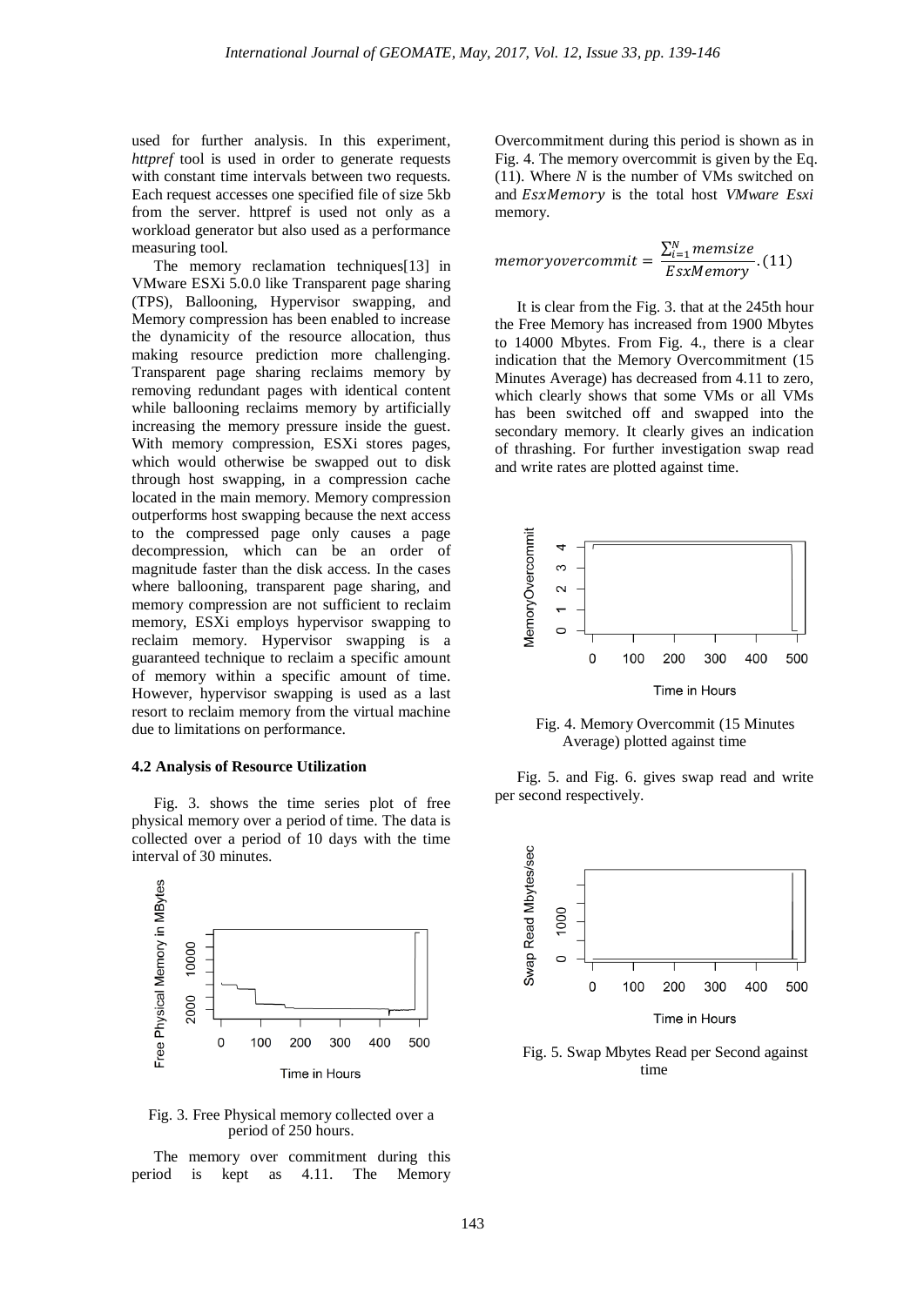used for further analysis. In this experiment, *httpref* tool is used in order to generate requests with constant time intervals between two requests. Each request accesses one specified file of size 5kb from the server. httpref is used not only as a workload generator but also used as a performance measuring tool.

The memory reclamation techniques[13] in VMware ESXi 5.0.0 like Transparent page sharing (TPS), Ballooning, Hypervisor swapping, and Memory compression has been enabled to increase the dynamicity of the resource allocation, thus making resource prediction more challenging. Transparent page sharing reclaims memory by removing redundant pages with identical content while ballooning reclaims memory by artificially increasing the memory pressure inside the guest. With memory compression, ESXi stores pages, which would otherwise be swapped out to disk through host swapping, in a compression cache located in the main memory. Memory compression outperforms host swapping because the next access to the compressed page only causes a page decompression, which can be an order of magnitude faster than the disk access. In the cases where ballooning, transparent page sharing, and memory compression are not sufficient to reclaim memory, ESXi employs hypervisor swapping to reclaim memory. Hypervisor swapping is a guaranteed technique to reclaim a specific amount of memory within a specific amount of time. However, hypervisor swapping is used as a last resort to reclaim memory from the virtual machine due to limitations on performance.

### 4.2 Analysis of Resource Utilization

Fig. 3. shows the time series plot of free physical memory over a period of time. The data is collected over a period of 10 days with the time interval of 30 minutes.

Fig. 3. Free Physical memory collected over a period of 250 hours.

The memory over commitment during this period is kept as 4.11. The Memory Overcommitment during this period is shown as in Fig. 4. The memory overcommit is given by the Eq. (11). Where $N$ is the number of VMs switched on and $EsxMemory$ is the total host *VMware Esxi* memory.

$$memoryovercommit = \frac{\sum_{i=1}^{N} memsize}{EsxMemory}. (11)$$

It is clear from the Fig. 3. that at the 245th hour the Free Memory has increased from 1900 Mbytes to 14000 Mbytes. From Fig. 4., there is a clear indication that the Memory Overcommitment (15 Minutes Average) has decreased from 4.11 to zero, which clearly shows that some VMs or all VMs has been switched off and swapped into the secondary memory. It clearly gives an indication of thrashing. For further investigation swap read and write rates are plotted against time.

Fig. 4. Memory Overcommit (15 Minutes Average) plotted against time

Fig. 5. and Fig. 6. gives swap read and write per second respectively.

Fig. 5. Swap Mbytes Read per Second against time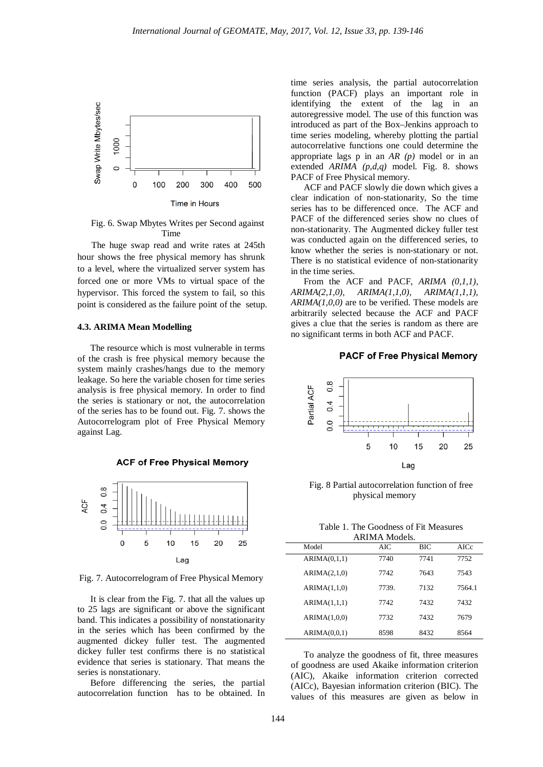Fig. 6. Swap Mbytes Writes per Second against Time

The huge swap read and write rates at 245th hour shows the free physical memory has shrunk to a level, where the virtualized server system has forced one or more VMs to virtual space of the hypervisor. This forced the system to fail, so this point is considered as the failure point of the setup.

### 4.3. ARIMA Mean Modelling

The resource which is most vulnerable in terms of the crash is free physical memory because the system mainly crashes/hangs due to the memory leakage. So here the variable chosen for time series analysis is free physical memory. In order to find the series is stationary or not, the autocorrelation of the series has to be found out. Fig. 7. shows the Autocorrelogram plot of Free Physical Memory against Lag.

Fig. 7. Autocorrelogram of Free Physical Memory

It is clear from the Fig. 7. that all the values up to 25 lags are significant or above the significant band. This indicates a possibility of nonstationarity in the series which has been confirmed by the augmented dickey fuller test. The augmented dickey fuller test confirms there is no statistical evidence that series is stationary. That means the series is nonstationary.

Before differencing the series, the partial autocorrelation function has to be obtained. In time series analysis, the partial autocorrelation function (PACF) plays an important role in identifying the extent of the lag in an autoregressive model. The use of this function was introduced as part of the Box–Jenkins approach to time series modeling, whereby plotting the partial autocorrelative functions one could determine the appropriate lags p in an *AR (p)* model or in an extended *ARIMA (p,d,q)* model. Fig. 8. shows PACF of Free Physical memory.

ACF and PACF slowly die down which gives a clear indication of non-stationarity, So the time series has to be differenced once. The ACF and PACF of the differenced series show no clues of non-stationarity. The Augmented dickey fuller test was conducted again on the differenced series, to know whether the series is non-stationary or not. There is no statistical evidence of non-stationarity in the time series.

From the ACF and PACF, *ARIMA (0,1,1), ARIMA(2,1,0), ARIMA(1,1,0), ARIMA(1,1,1), ARIMA(1,0,0)* are to be verified. These models are arbitrarily selected because the ACF and PACF gives a clue that the series is random as there are no significant terms in both ACF and PACF.

Fig. 8 Partial autocorrelation function of free physical memory

Table 1. The Goodness of Fit Measures ARIMA Models.

| Model | AIC | BIC | AICc |
|---|---|---|---|
| ARIMA(0,1,1) | 7740 | 7741 | 7752 |
| ARIMA(2,1,0) | 7742 | 7643 | 7543 |
| ARIMA(1,1,0) | 7739. | 7132 | 7564.1 |
| ARIMA(1,1,1) | 7742 | 7432 | 7432 |
| ARIMA(1,0,0) | 7732 | 7432 | 7679 |
| ARIMA(0,0,1) | 8598 | 8432 | 8564 |

To analyze the goodness of fit, three measures of goodness are used Akaike information criterion (AIC), Akaike information criterion corrected (AICc), Bayesian information criterion (BIC). The values of this measures are given as below in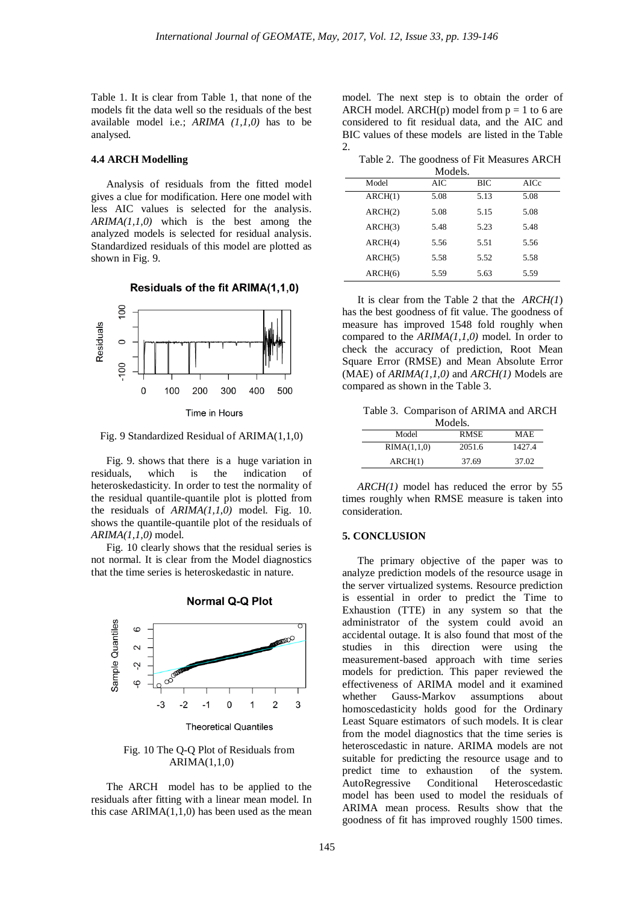Table 1. It is clear from Table 1, that none of the models fit the data well so the residuals of the best available model i.e.; *ARIMA (1,1,0)* has to be analysed.

### 4.4 ARCH Modelling

Analysis of residuals from the fitted model gives a clue for modification. Here one model with less AIC values is selected for the analysis. *ARIMA(1,1,0)* which is the best among the analyzed models is selected for residual analysis. Standardized residuals of this model are plotted as shown in Fig. 9.

Fig. 9 Standardized Residual of ARIMA(1,1,0)

Fig. 9. shows that there is a huge variation in residuals, which is the indication of heteroskedasticity. In order to test the normality of the residual quantile-quantile plot is plotted from the residuals of *ARIMA(1,1,0)* model. Fig. 10. shows the quantile-quantile plot of the residuals of *ARIMA(1,1,0)* model.

Fig. 10 clearly shows that the residual series is not normal. It is clear from the Model diagnostics that the time series is heteroskedastic in nature.

Fig. 10 The Q-Q Plot of Residuals from ARIMA(1,1,0)

The ARCH model has to be applied to the residuals after fitting with a linear mean model. In this case ARIMA(1,1,0) has been used as the mean model. The next step is to obtain the order of ARCH model. ARCH(p) model from p = 1 to 6 are considered to fit residual data, and the AIC and BIC values of these models are listed in the Table 2.

Table 2. The goodness of Fit Measures ARCH Models.

| Model | AIC | BIC | AICc |
|---|---|---|---|
| ARCH(1) | 5.08 | 5.13 | 5.08 |
| ARCH(2) | 5.08 | 5.15 | 5.08 |
| ARCH(3) | 5.48 | 5.23 | 5.48 |
| ARCH(4) | 5.56 | 5.51 | 5.56 |
| ARCH(5) | 5.58 | 5.52 | 5.58 |
| ARCH(6) | 5.59 | 5.63 | 5.59 |

It is clear from the Table 2 that the *ARCH(1)* has the best goodness of fit value. The goodness of measure has improved 1548 fold roughly when compared to the *ARIMA(1,1,0)* model. In order to check the accuracy of prediction, Root Mean Square Error (RMSE) and Mean Absolute Error (MAE) of *ARIMA(1,1,0)* and *ARCH(1)* Models are compared as shown in the Table 3.

Table 3. Comparison of ARIMA and ARCH Models.

| Model | RMSE | MAE |
|---|---|---|
| RIMA(1,1,0) | 2051.6 | 1427.4 |
| ARCH(1) | 37.69 | 37.02 |

*ARCH(1)* model has reduced the error by 55 times roughly when RMSE measure is taken into consideration.

## 5. CONCLUSION

The primary objective of the paper was to analyze prediction models of the resource usage in the server virtualized systems. Resource prediction is essential in order to predict the Time to Exhaustion (TTE) in any system so that the administrator of the system could avoid an accidental outage. It is also found that most of the studies in this direction were using the measurement-based approach with time series models for prediction. This paper reviewed the effectiveness of ARIMA model and it examined whether Gauss-Markov assumptions about homoscedasticity holds good for the Ordinary Least Square estimators of such models. It is clear from the model diagnostics that the time series is heteroscedastic in nature. ARIMA models are not suitable for predicting the resource usage and to predict time to exhaustion of the system. AutoRegressive Conditional Heteroscedastic model has been used to model the residuals of ARIMA mean process. Results show that the goodness of fit has improved roughly 1500 times.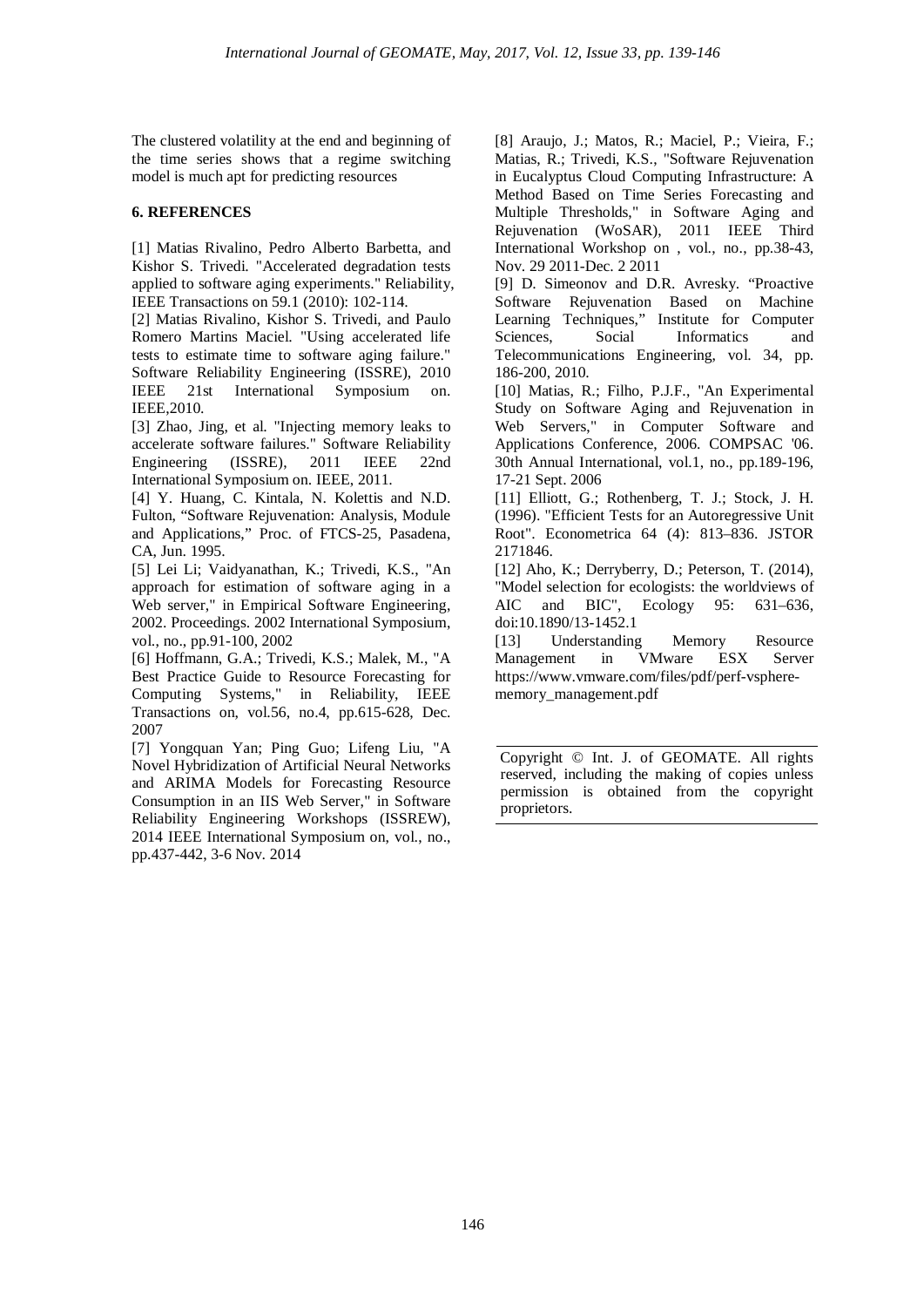The clustered volatility at the end and beginning of the time series shows that a regime switching model is much apt for predicting resources

## 6. REFERENCES

[1] Matias Rivalino, Pedro Alberto Barbetta, and Kishor S. Trivedi. "Accelerated degradation tests applied to software aging experiments." Reliability, IEEE Transactions on 59.1 (2010): 102-114.

[2] Matias Rivalino, Kishor S. Trivedi, and Paulo Romero Martins Maciel. "Using accelerated life tests to estimate time to software aging failure." Software Reliability Engineering (ISSRE), 2010 IEEE 21st International Symposium on. IEEE,2010.

[3] Zhao, Jing, et al. "Injecting memory leaks to accelerate software failures." Software Reliability Engineering (ISSRE), 2011 IEEE 22nd International Symposium on. IEEE, 2011.

[4] Y. Huang, C. Kintala, N. Kolettis and N.D. Fulton, "Software Rejuvenation: Analysis, Module and Applications," Proc. of FTCS-25, Pasadena, CA, Jun. 1995.

[5] Lei Li; Vaidyanathan, K.; Trivedi, K.S., "An approach for estimation of software aging in a Web server," in Empirical Software Engineering, 2002. Proceedings. 2002 International Symposium, vol., no., pp.91-100, 2002

[6] Hoffmann, G.A.; Trivedi, K.S.; Malek, M., "A Best Practice Guide to Resource Forecasting for Computing Systems," in Reliability, IEEE Transactions on, vol.56, no.4, pp.615-628, Dec. 2007

[7] Yongquan Yan; Ping Guo; Lifeng Liu, "A Novel Hybridization of Artificial Neural Networks and ARIMA Models for Forecasting Resource Consumption in an IIS Web Server," in Software Reliability Engineering Workshops (ISSREW), 2014 IEEE International Symposium on, vol., no., pp.437-442, 3-6 Nov. 2014

[8] Araujo, J.; Matos, R.; Maciel, P.; Vieira, F.; Matias, R.; Trivedi, K.S., "Software Rejuvenation in Eucalyptus Cloud Computing Infrastructure: A Method Based on Time Series Forecasting and Multiple Thresholds," in Software Aging and Rejuvenation (WoSAR), 2011 IEEE Third International Workshop on , vol., no., pp.38-43, Nov. 29 2011-Dec. 2 2011

[9] D. Simeonov and D.R. Avresky. "Proactive Software Rejuvenation Based on Machine Learning Techniques," Institute for Computer Sciences, Social Informatics and Telecommunications Engineering, vol. 34, pp. 186-200, 2010.

[10] Matias, R.; Filho, P.J.F., "An Experimental Study on Software Aging and Rejuvenation in Web Servers," in Computer Software and Applications Conference, 2006. COMPSAC '06. 30th Annual International, vol.1, no., pp.189-196, 17-21 Sept. 2006

[11] Elliott, G.; Rothenberg, T. J.; Stock, J. H. (1996). "Efficient Tests for an Autoregressive Unit Root". Econometrica 64 (4): 813–836. JSTOR 2171846.

[12] Aho, K.; Derryberry, D.; Peterson, T. (2014), "Model selection for ecologists: the worldviews of AIC and BIC", Ecology 95: 631–636, doi:10.1890/13-1452.1

[13] Understanding Memory Resource Management in VMware ESX Server https://www.vmware.com/files/pdf/perf-vsphere-memory_management.pdf

Copyright © Int. J. of GEOMATE. All rights reserved, including the making of copies unless permission is obtained from the copyright proprietors.